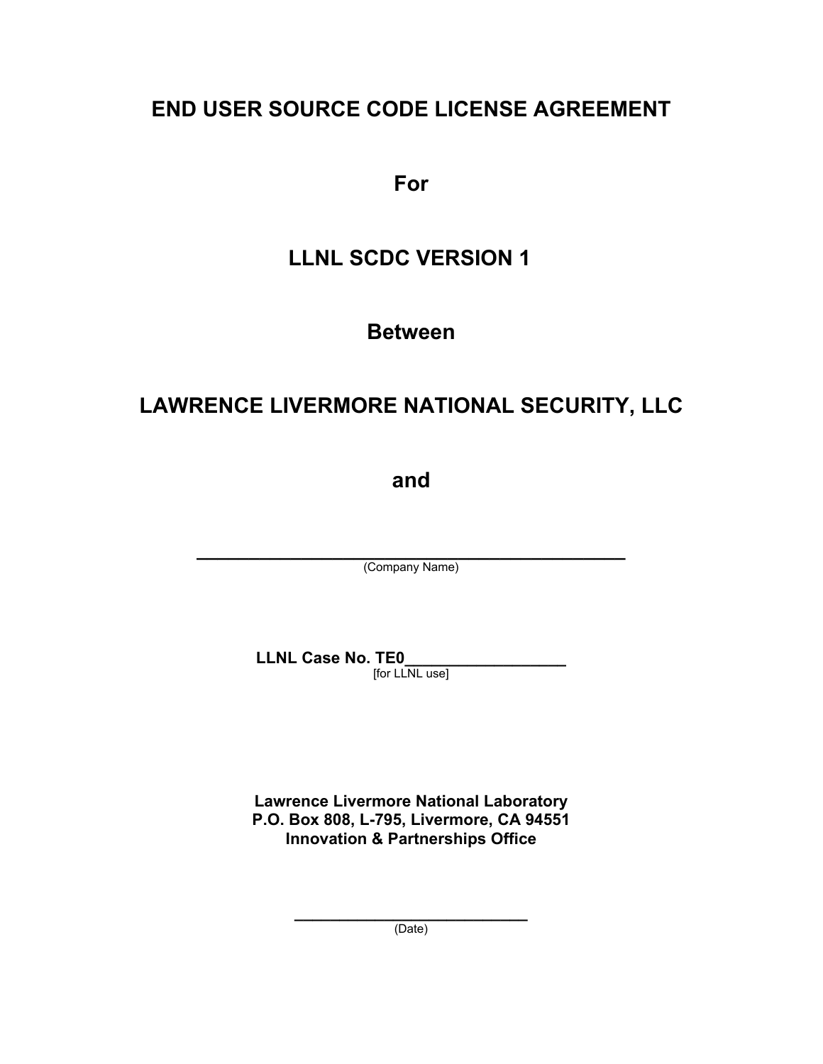# END USER SOURCE CODE LICENSE AGREEMENT

**For**

**LLNL SCDC VERSION 1**

**Between**

**LAWRENCE LIVERMORE NATIONAL SECURITY, LLC**

**and**

_______________________________________________

(Company Name)

**LLNL Case No. TE0__________________**

[for LLNL use]

**Lawrence Livermore National Laboratory**
**P.O. Box 808, L-795, Livermore, CA 94551**
**Innovation & Partnerships Office**

__________________________

(Date)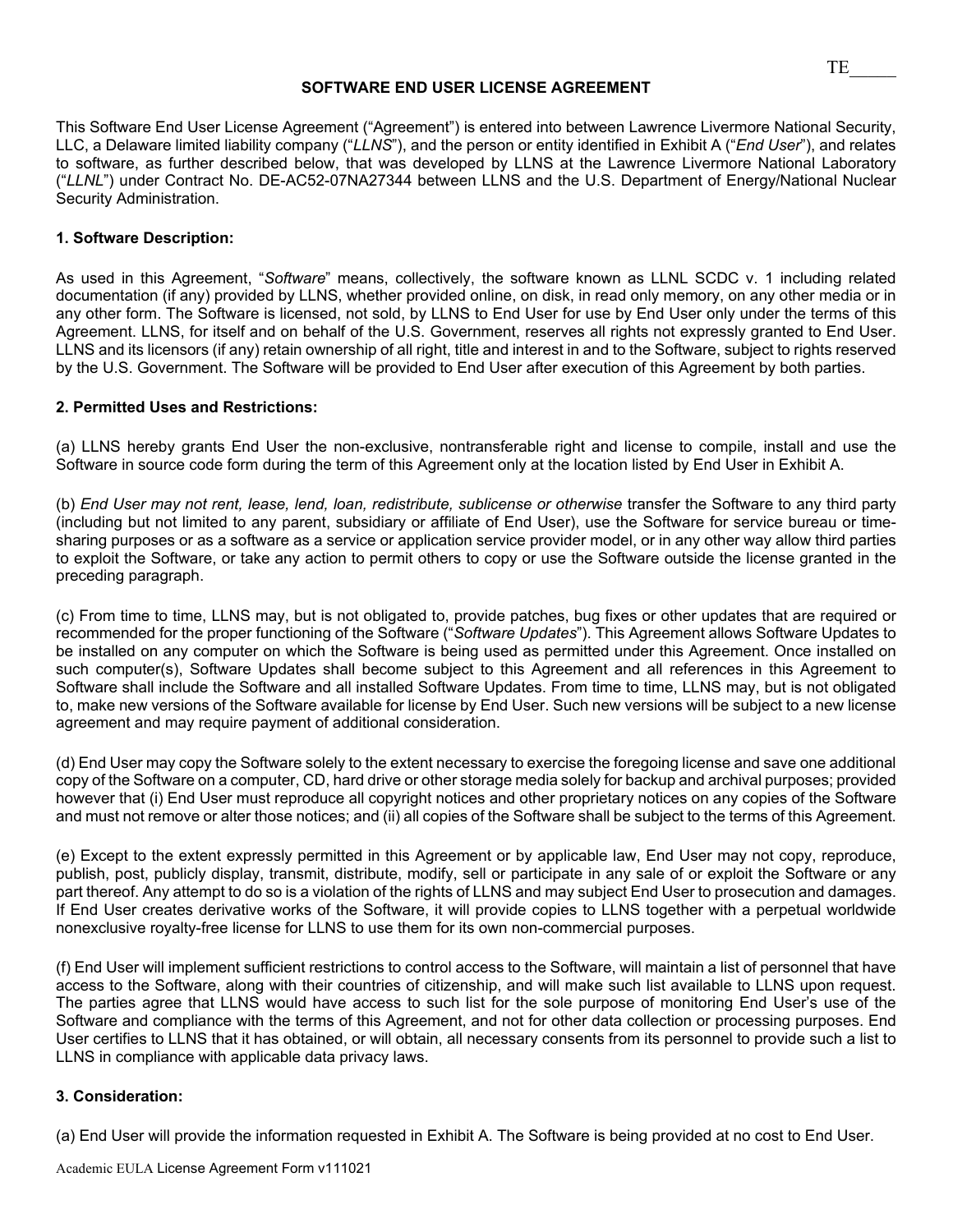**SOFTWARE END USER LICENSE AGREEMENT**

This Software End User License Agreement ("Agreement") is entered into between Lawrence Livermore National Security, LLC, a Delaware limited liability company ("*LLNS*"), and the person or entity identified in Exhibit A ("*End User*"), and relates to software, as further described below, that was developed by LLNS at the Lawrence Livermore National Laboratory ("*LLNL*") under Contract No. DE-AC52-07NA27344 between LLNS and the U.S. Department of Energy/National Nuclear Security Administration.

**1. Software Description:**

As used in this Agreement, "*Software*" means, collectively, the software known as LLNL SCDC v. 1 including related documentation (if any) provided by LLNS, whether provided online, on disk, in read only memory, on any other media or in any other form. The Software is licensed, not sold, by LLNS to End User for use by End User only under the terms of this Agreement. LLNS, for itself and on behalf of the U.S. Government, reserves all rights not expressly granted to End User. LLNS and its licensors (if any) retain ownership of all right, title and interest in and to the Software, subject to rights reserved by the U.S. Government. The Software will be provided to End User after execution of this Agreement by both parties.

**2. Permitted Uses and Restrictions:**

(a) LLNS hereby grants End User the non-exclusive, nontransferable right and license to compile, install and use the Software in source code form during the term of this Agreement only at the location listed by End User in Exhibit A.

(b) *End User may not rent, lease, lend, loan, redistribute, sublicense or otherwise* transfer the Software to any third party (including but not limited to any parent, subsidiary or affiliate of End User), use the Software for service bureau or time-sharing purposes or as a software as a service or application service provider model, or in any other way allow third parties to exploit the Software, or take any action to permit others to copy or use the Software outside the license granted in the preceding paragraph.

(c) From time to time, LLNS may, but is not obligated to, provide patches, bug fixes or other updates that are required or recommended for the proper functioning of the Software ("*Software Updates*"). This Agreement allows Software Updates to be installed on any computer on which the Software is being used as permitted under this Agreement. Once installed on such computer(s), Software Updates shall become subject to this Agreement and all references in this Agreement to Software shall include the Software and all installed Software Updates. From time to time, LLNS may, but is not obligated to, make new versions of the Software available for license by End User. Such new versions will be subject to a new license agreement and may require payment of additional consideration.

(d) End User may copy the Software solely to the extent necessary to exercise the foregoing license and save one additional copy of the Software on a computer, CD, hard drive or other storage media solely for backup and archival purposes; provided however that (i) End User must reproduce all copyright notices and other proprietary notices on any copies of the Software and must not remove or alter those notices; and (ii) all copies of the Software shall be subject to the terms of this Agreement.

(e) Except to the extent expressly permitted in this Agreement or by applicable law, End User may not copy, reproduce, publish, post, publicly display, transmit, distribute, modify, sell or participate in any sale of or exploit the Software or any part thereof. Any attempt to do so is a violation of the rights of LLNS and may subject End User to prosecution and damages. If End User creates derivative works of the Software, it will provide copies to LLNS together with a perpetual worldwide nonexclusive royalty-free license for LLNS to use them for its own non-commercial purposes.

(f) End User will implement sufficient restrictions to control access to the Software, will maintain a list of personnel that have access to the Software, along with their countries of citizenship, and will make such list available to LLNS upon request. The parties agree that LLNS would have access to such list for the sole purpose of monitoring End User's use of the Software and compliance with the terms of this Agreement, and not for other data collection or processing purposes. End User certifies to LLNS that it has obtained, or will obtain, all necessary consents from its personnel to provide such a list to LLNS in compliance with applicable data privacy laws.

**3. Consideration:**

(a) End User will provide the information requested in Exhibit A. The Software is being provided at no cost to End User.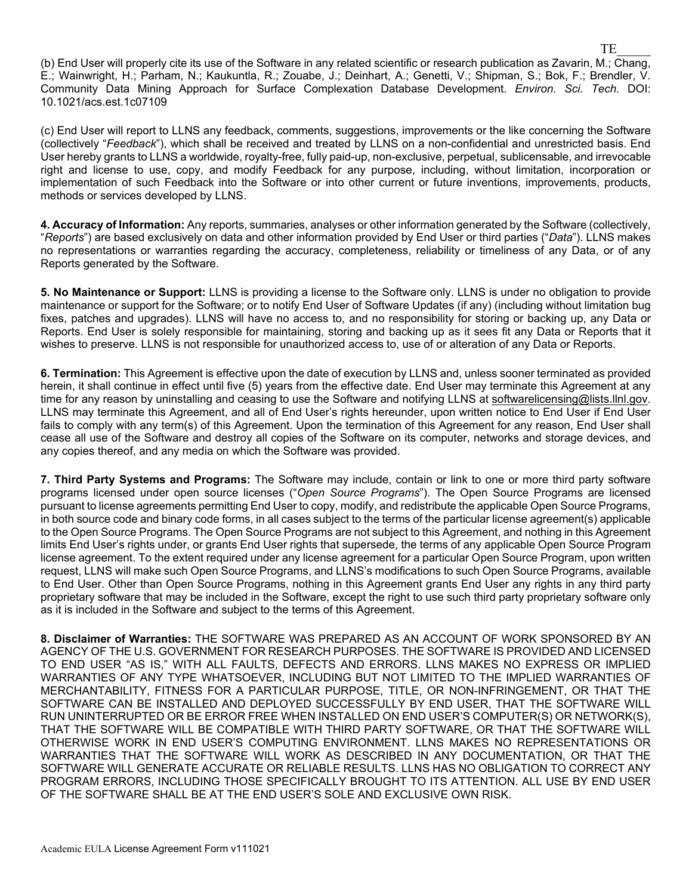(b) End User will properly cite its use of the Software in any related scientific or research publication as Zavarin, M.; Chang, E.; Wainwright, H.; Parham, N.; Kaukuntla, R.; Zouabe, J.; Deinhart, A.; Genetti, V.; Shipman, S.; Bok, F.; Brendler, V. Community Data Mining Approach for Surface Complexation Database Development. *Environ. Sci. Tech.* DOI: 10.1021/acs.est.1c07109

(c) End User will report to LLNS any feedback, comments, suggestions, improvements or the like concerning the Software (collectively "*Feedback*"), which shall be received and treated by LLNS on a non-confidential and unrestricted basis. End User hereby grants to LLNS a worldwide, royalty-free, fully paid-up, non-exclusive, perpetual, sublicensable, and irrevocable right and license to use, copy, and modify Feedback for any purpose, including, without limitation, incorporation or implementation of such Feedback into the Software or into other current or future inventions, improvements, products, methods or services developed by LLNS.

**4. Accuracy of Information:** Any reports, summaries, analyses or other information generated by the Software (collectively, "*Reports*") are based exclusively on data and other information provided by End User or third parties ("*Data*"). LLNS makes no representations or warranties regarding the accuracy, completeness, reliability or timeliness of any Data, or of any Reports generated by the Software.

**5. No Maintenance or Support:** LLNS is providing a license to the Software only. LLNS is under no obligation to provide maintenance or support for the Software; or to notify End User of Software Updates (if any) (including without limitation bug fixes, patches and upgrades). LLNS will have no access to, and no responsibility for storing or backing up, any Data or Reports. End User is solely responsible for maintaining, storing and backing up as it sees fit any Data or Reports that it wishes to preserve. LLNS is not responsible for unauthorized access to, use of or alteration of any Data or Reports.

**6. Termination:** This Agreement is effective upon the date of execution by LLNS and, unless sooner terminated as provided herein, it shall continue in effect until five (5) years from the effective date. End User may terminate this Agreement at any time for any reason by uninstalling and ceasing to use the Software and notifying LLNS at softwarelicensing@lists.llnl.gov. LLNS may terminate this Agreement, and all of End User's rights hereunder, upon written notice to End User if End User fails to comply with any term(s) of this Agreement. Upon the termination of this Agreement for any reason, End User shall cease all use of the Software and destroy all copies of the Software on its computer, networks and storage devices, and any copies thereof, and any media on which the Software was provided.

**7. Third Party Systems and Programs:** The Software may include, contain or link to one or more third party software programs licensed under open source licenses ("*Open Source Programs*"). The Open Source Programs are licensed pursuant to license agreements permitting End User to copy, modify, and redistribute the applicable Open Source Programs, in both source code and binary code forms, in all cases subject to the terms of the particular license agreement(s) applicable to the Open Source Programs. The Open Source Programs are not subject to this Agreement, and nothing in this Agreement limits End User's rights under, or grants End User rights that supersede, the terms of any applicable Open Source Program license agreement. To the extent required under any license agreement for a particular Open Source Program, upon written request, LLNS will make such Open Source Programs, and LLNS's modifications to such Open Source Programs, available to End User. Other than Open Source Programs, nothing in this Agreement grants End User any rights in any third party proprietary software that may be included in the Software, except the right to use such third party proprietary software only as it is included in the Software and subject to the terms of this Agreement.

**8. Disclaimer of Warranties:** THE SOFTWARE WAS PREPARED AS AN ACCOUNT OF WORK SPONSORED BY AN AGENCY OF THE U.S. GOVERNMENT FOR RESEARCH PURPOSES. THE SOFTWARE IS PROVIDED AND LICENSED TO END USER "AS IS," WITH ALL FAULTS, DEFECTS AND ERRORS. LLNS MAKES NO EXPRESS OR IMPLIED WARRANTIES OF ANY TYPE WHATSOEVER, INCLUDING BUT NOT LIMITED TO THE IMPLIED WARRANTIES OF MERCHANTABILITY, FITNESS FOR A PARTICULAR PURPOSE, TITLE, OR NON-INFRINGEMENT, OR THAT THE SOFTWARE CAN BE INSTALLED AND DEPLOYED SUCCESSFULLY BY END USER, THAT THE SOFTWARE WILL RUN UNINTERRUPTED OR BE ERROR FREE WHEN INSTALLED ON END USER'S COMPUTER(S) OR NETWORK(S), THAT THE SOFTWARE WILL BE COMPATIBLE WITH THIRD PARTY SOFTWARE, OR THAT THE SOFTWARE WILL OTHERWISE WORK IN END USER'S COMPUTING ENVIRONMENT. LLNS MAKES NO REPRESENTATIONS OR WARRANTIES THAT THE SOFTWARE WILL WORK AS DESCRIBED IN ANY DOCUMENTATION, OR THAT THE SOFTWARE WILL GENERATE ACCURATE OR RELIABLE RESULTS. LLNS HAS NO OBLIGATION TO CORRECT ANY PROGRAM ERRORS, INCLUDING THOSE SPECIFICALLY BROUGHT TO ITS ATTENTION. ALL USE BY END USER OF THE SOFTWARE SHALL BE AT THE END USER'S SOLE AND EXCLUSIVE OWN RISK.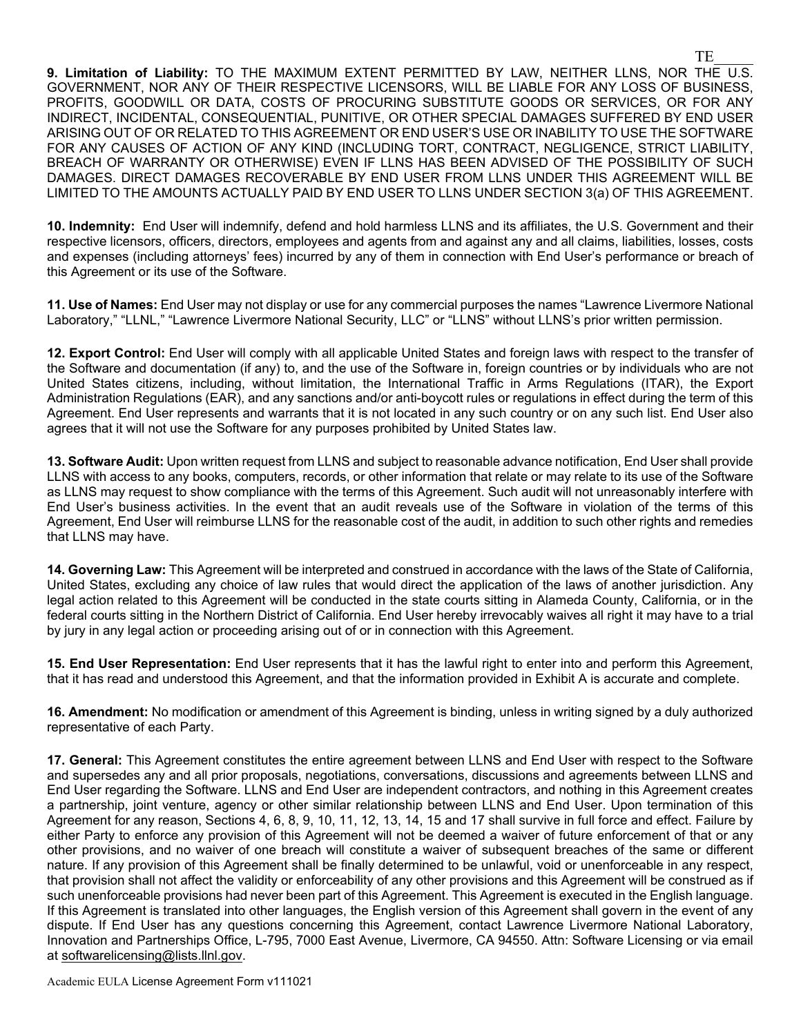**9. Limitation of Liability:** TO THE MAXIMUM EXTENT PERMITTED BY LAW, NEITHER LLNS, NOR THE U.S. GOVERNMENT, NOR ANY OF THEIR RESPECTIVE LICENSORS, WILL BE LIABLE FOR ANY LOSS OF BUSINESS, PROFITS, GOODWILL OR DATA, COSTS OF PROCURING SUBSTITUTE GOODS OR SERVICES, OR FOR ANY INDIRECT, INCIDENTAL, CONSEQUENTIAL, PUNITIVE, OR OTHER SPECIAL DAMAGES SUFFERED BY END USER ARISING OUT OF OR RELATED TO THIS AGREEMENT OR END USER'S USE OR INABILITY TO USE THE SOFTWARE FOR ANY CAUSES OF ACTION OF ANY KIND (INCLUDING TORT, CONTRACT, NEGLIGENCE, STRICT LIABILITY, BREACH OF WARRANTY OR OTHERWISE) EVEN IF LLNS HAS BEEN ADVISED OF THE POSSIBILITY OF SUCH DAMAGES. DIRECT DAMAGES RECOVERABLE BY END USER FROM LLNS UNDER THIS AGREEMENT WILL BE LIMITED TO THE AMOUNTS ACTUALLY PAID BY END USER TO LLNS UNDER SECTION 3(a) OF THIS AGREEMENT.

**10. Indemnity:** End User will indemnify, defend and hold harmless LLNS and its affiliates, the U.S. Government and their respective licensors, officers, directors, employees and agents from and against any and all claims, liabilities, losses, costs and expenses (including attorneys' fees) incurred by any of them in connection with End User's performance or breach of this Agreement or its use of the Software.

**11. Use of Names:** End User may not display or use for any commercial purposes the names "Lawrence Livermore National Laboratory," "LLNL," "Lawrence Livermore National Security, LLC" or "LLNS" without LLNS's prior written permission.

**12. Export Control:** End User will comply with all applicable United States and foreign laws with respect to the transfer of the Software and documentation (if any) to, and the use of the Software in, foreign countries or by individuals who are not United States citizens, including, without limitation, the International Traffic in Arms Regulations (ITAR), the Export Administration Regulations (EAR), and any sanctions and/or anti-boycott rules or regulations in effect during the term of this Agreement. End User represents and warrants that it is not located in any such country or on any such list. End User also agrees that it will not use the Software for any purposes prohibited by United States law.

**13. Software Audit:** Upon written request from LLNS and subject to reasonable advance notification, End User shall provide LLNS with access to any books, computers, records, or other information that relate or may relate to its use of the Software as LLNS may request to show compliance with the terms of this Agreement. Such audit will not unreasonably interfere with End User's business activities. In the event that an audit reveals use of the Software in violation of the terms of this Agreement, End User will reimburse LLNS for the reasonable cost of the audit, in addition to such other rights and remedies that LLNS may have.

**14. Governing Law:** This Agreement will be interpreted and construed in accordance with the laws of the State of California, United States, excluding any choice of law rules that would direct the application of the laws of another jurisdiction. Any legal action related to this Agreement will be conducted in the state courts sitting in Alameda County, California, or in the federal courts sitting in the Northern District of California. End User hereby irrevocably waives all right it may have to a trial by jury in any legal action or proceeding arising out of or in connection with this Agreement.

**15. End User Representation:** End User represents that it has the lawful right to enter into and perform this Agreement, that it has read and understood this Agreement, and that the information provided in Exhibit A is accurate and complete.

**16. Amendment:** No modification or amendment of this Agreement is binding, unless in writing signed by a duly authorized representative of each Party.

**17. General:** This Agreement constitutes the entire agreement between LLNS and End User with respect to the Software and supersedes any and all prior proposals, negotiations, conversations, discussions and agreements between LLNS and End User regarding the Software. LLNS and End User are independent contractors, and nothing in this Agreement creates a partnership, joint venture, agency or other similar relationship between LLNS and End User. Upon termination of this Agreement for any reason, Sections 4, 6, 8, 9, 10, 11, 12, 13, 14, 15 and 17 shall survive in full force and effect. Failure by either Party to enforce any provision of this Agreement will not be deemed a waiver of future enforcement of that or any other provisions, and no waiver of one breach will constitute a waiver of subsequent breaches of the same or different nature. If any provision of this Agreement shall be finally determined to be unlawful, void or unenforceable in any respect, that provision shall not affect the validity or enforceability of any other provisions and this Agreement will be construed as if such unenforceable provisions had never been part of this Agreement. This Agreement is executed in the English language. If this Agreement is translated into other languages, the English version of this Agreement shall govern in the event of any dispute. If End User has any questions concerning this Agreement, contact Lawrence Livermore National Laboratory, Innovation and Partnerships Office, L-795, 7000 East Avenue, Livermore, CA 94550. Attn: Software Licensing or via email at softwarelicensing@lists.llnl.gov.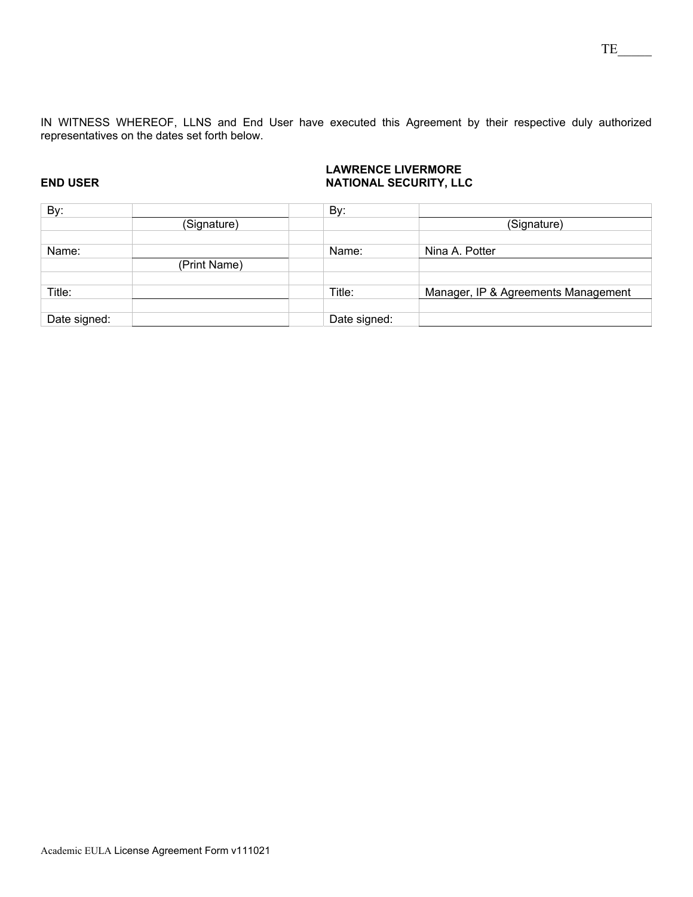TE_____

IN WITNESS WHEREOF, LLNS and End User have executed this Agreement by their respective duly authorized representatives on the dates set forth below.

| **END USER** | | | **LAWRENCE LIVERMORE NATIONAL SECURITY, LLC** | |
|---|---|---|---|---|
| By: | | | By: | |
| | (Signature) | | | (Signature) |
| | | | | |
| Name: | | | Name: | Nina A. Potter |
| | (Print Name) | | | |
| | | | | |
| Title: | | | Title: | Manager, IP & Agreements Management |
| | | | | |
| Date signed: | | | Date signed: | |

Academic EULA License Agreement Form v111021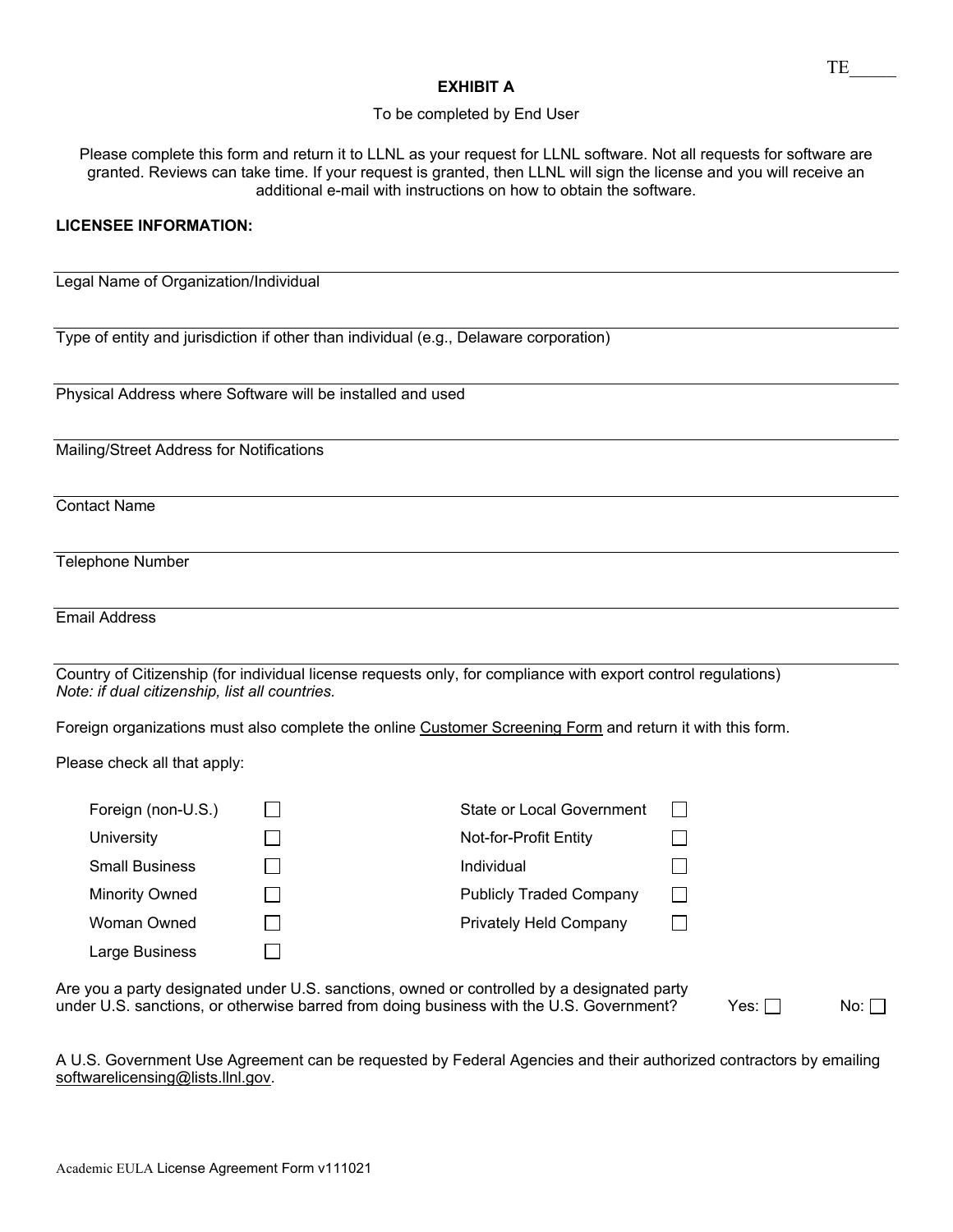TE_____

## EXHIBIT A

To be completed by End User

Please complete this form and return it to LLNL as your request for LLNL software. Not all requests for software are granted. Reviews can take time. If your request is granted, then LLNL will sign the license and you will receive an additional e-mail with instructions on how to obtain the software.

**LICENSEE INFORMATION:**

_______________________________________________

Legal Name of Organization/Individual

_______________________________________________

Type of entity and jurisdiction if other than individual (e.g., Delaware corporation)

_______________________________________________

Physical Address where Software will be installed and used

_______________________________________________

Mailing/Street Address for Notifications

_______________________________________________

Contact Name

_______________________________________________

Telephone Number

_______________________________________________

Email Address

_______________________________________________

Country of Citizenship (for individual license requests only, for compliance with export control regulations)
*Note: if dual citizenship, list all countries.*

Foreign organizations must also complete the online Customer Screening Form and return it with this form.

Please check all that apply:

| | | | |
|---|---|---|---|
| Foreign (non-U.S.) | ☐ | State or Local Government | ☐ |
| University | ☐ | Not-for-Profit Entity | ☐ |
| Small Business | ☐ | Individual | ☐ |
| Minority Owned | ☐ | Publicly Traded Company | ☐ |
| Woman Owned | ☐ | Privately Held Company | ☐ |
| Large Business | ☐ | | |

Are you a party designated under U.S. sanctions, owned or controlled by a designated party under U.S. sanctions, or otherwise barred from doing business with the U.S. Government? Yes: ☐ No: ☐

A U.S. Government Use Agreement can be requested by Federal Agencies and their authorized contractors by emailing softwarelicensing@lists.llnl.gov.

Academic EULA License Agreement Form v111021